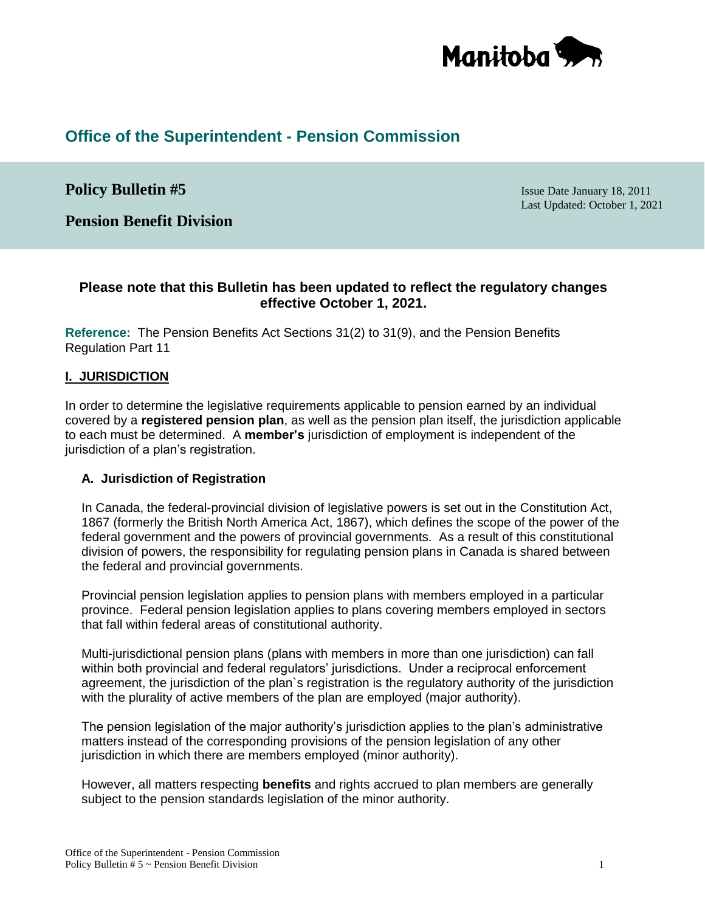Manitoba

# Office of the Superintendent - Pension Commission

## Policy Bulletin #5

## Pension Benefit Division

Issue Date January 18, 2011
Last Updated: October 1, 2021

**Please note that this Bulletin has been updated to reflect the regulatory changes effective October 1, 2021.**

**Reference:** The Pension Benefits Act Sections 31(2) to 31(9), and the Pension Benefits Regulation Part 11

### I. JURISDICTION

In order to determine the legislative requirements applicable to pension earned by an individual covered by a **registered pension plan**, as well as the pension plan itself, the jurisdiction applicable to each must be determined. A **member's** jurisdiction of employment is independent of the jurisdiction of a plan's registration.

#### A. Jurisdiction of Registration

In Canada, the federal-provincial division of legislative powers is set out in the Constitution Act, 1867 (formerly the British North America Act, 1867), which defines the scope of the power of the federal government and the powers of provincial governments. As a result of this constitutional division of powers, the responsibility for regulating pension plans in Canada is shared between the federal and provincial governments.

Provincial pension legislation applies to pension plans with members employed in a particular province. Federal pension legislation applies to plans covering members employed in sectors that fall within federal areas of constitutional authority.

Multi-jurisdictional pension plans (plans with members in more than one jurisdiction) can fall within both provincial and federal regulators' jurisdictions. Under a reciprocal enforcement agreement, the jurisdiction of the plan`s registration is the regulatory authority of the jurisdiction with the plurality of active members of the plan are employed (major authority).

The pension legislation of the major authority's jurisdiction applies to the plan's administrative matters instead of the corresponding provisions of the pension legislation of any other jurisdiction in which there are members employed (minor authority).

However, all matters respecting **benefits** and rights accrued to plan members are generally subject to the pension standards legislation of the minor authority.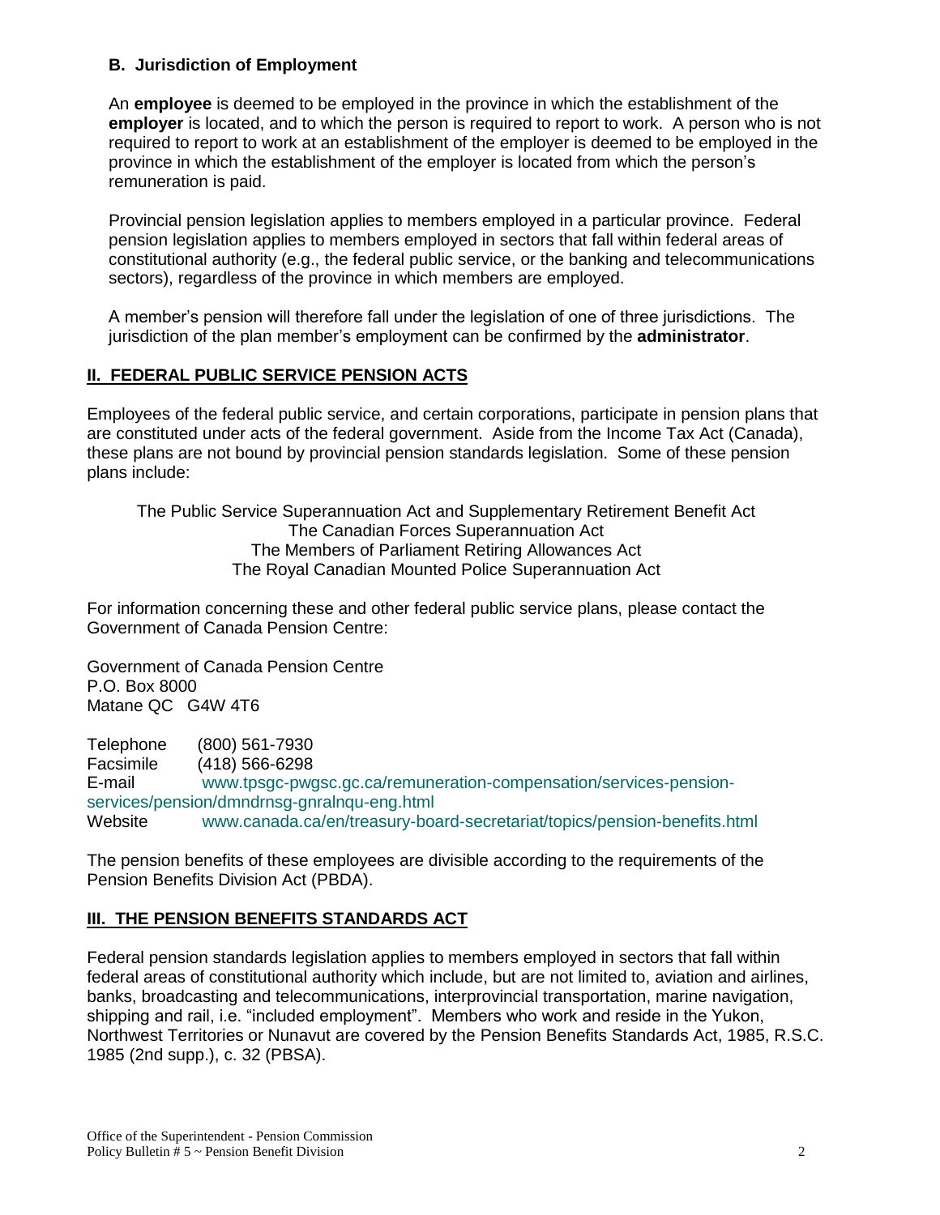### B. Jurisdiction of Employment

An **employee** is deemed to be employed in the province in which the establishment of the **employer** is located, and to which the person is required to report to work. A person who is not required to report to work at an establishment of the employer is deemed to be employed in the province in which the establishment of the employer is located from which the person's remuneration is paid.

Provincial pension legislation applies to members employed in a particular province. Federal pension legislation applies to members employed in sectors that fall within federal areas of constitutional authority (e.g., the federal public service, or the banking and telecommunications sectors), regardless of the province in which members are employed.

A member's pension will therefore fall under the legislation of one of three jurisdictions. The jurisdiction of the plan member's employment can be confirmed by the **administrator**.

## II. FEDERAL PUBLIC SERVICE PENSION ACTS

Employees of the federal public service, and certain corporations, participate in pension plans that are constituted under acts of the federal government. Aside from the Income Tax Act (Canada), these plans are not bound by provincial pension standards legislation. Some of these pension plans include:

The Public Service Superannuation Act and Supplementary Retirement Benefit Act
The Canadian Forces Superannuation Act
The Members of Parliament Retiring Allowances Act
The Royal Canadian Mounted Police Superannuation Act

For information concerning these and other federal public service plans, please contact the Government of Canada Pension Centre:

Government of Canada Pension Centre
P.O. Box 8000
Matane QC G4W 4T6

Telephone (800) 561-7930
Facsimile (418) 566-6298
E-mail www.tpsgc-pwgsc.gc.ca/remuneration-compensation/services-pension-services/pension/dmndrnsg-gnralnqu-eng.html
Website www.canada.ca/en/treasury-board-secretariat/topics/pension-benefits.html

The pension benefits of these employees are divisible according to the requirements of the Pension Benefits Division Act (PBDA).

## III. THE PENSION BENEFITS STANDARDS ACT

Federal pension standards legislation applies to members employed in sectors that fall within federal areas of constitutional authority which include, but are not limited to, aviation and airlines, banks, broadcasting and telecommunications, interprovincial transportation, marine navigation, shipping and rail, i.e. "included employment". Members who work and reside in the Yukon, Northwest Territories or Nunavut are covered by the Pension Benefits Standards Act, 1985, R.S.C. 1985 (2nd supp.), c. 32 (PBSA).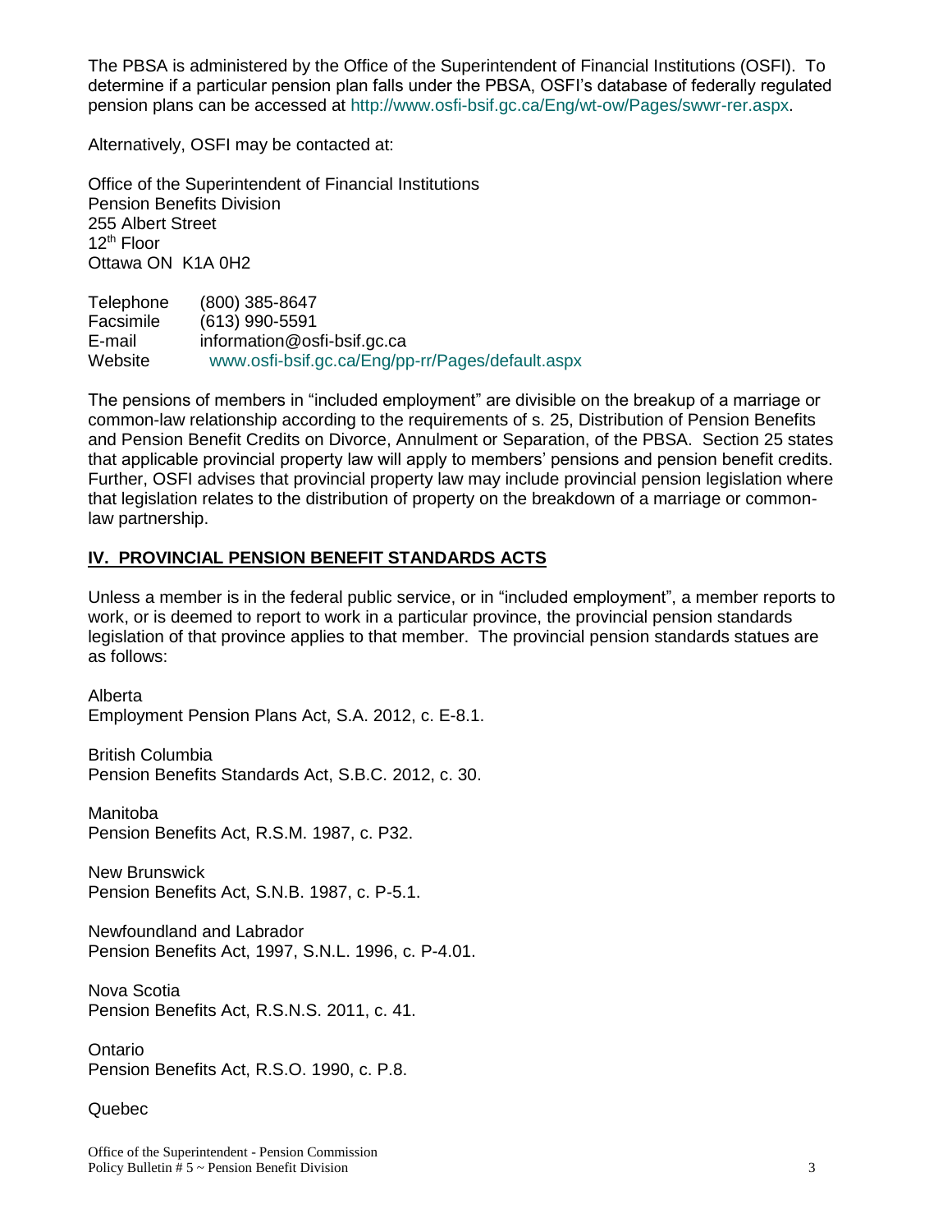The PBSA is administered by the Office of the Superintendent of Financial Institutions (OSFI). To determine if a particular pension plan falls under the PBSA, OSFI's database of federally regulated pension plans can be accessed at http://www.osfi-bsif.gc.ca/Eng/wt-ow/Pages/swwr-rer.aspx.

Alternatively, OSFI may be contacted at:

Office of the Superintendent of Financial Institutions
Pension Benefits Division
255 Albert Street
12th Floor
Ottawa ON  K1A 0H2

Telephone (800) 385-8647
Facsimile (613) 990-5591
E-mail information@osfi-bsif.gc.ca
Website www.osfi-bsif.gc.ca/Eng/pp-rr/Pages/default.aspx

The pensions of members in "included employment" are divisible on the breakup of a marriage or common-law relationship according to the requirements of s. 25, Distribution of Pension Benefits and Pension Benefit Credits on Divorce, Annulment or Separation, of the PBSA. Section 25 states that applicable provincial property law will apply to members' pensions and pension benefit credits. Further, OSFI advises that provincial property law may include provincial pension legislation where that legislation relates to the distribution of property on the breakdown of a marriage or common-law partnership.

## IV. PROVINCIAL PENSION BENEFIT STANDARDS ACTS

Unless a member is in the federal public service, or in "included employment", a member reports to work, or is deemed to report to work in a particular province, the provincial pension standards legislation of that province applies to that member. The provincial pension standards statues are as follows:

Alberta
Employment Pension Plans Act, S.A. 2012, c. E-8.1.

British Columbia
Pension Benefits Standards Act, S.B.C. 2012, c. 30.

Manitoba
Pension Benefits Act, R.S.M. 1987, c. P32.

New Brunswick
Pension Benefits Act, S.N.B. 1987, c. P-5.1.

Newfoundland and Labrador
Pension Benefits Act, 1997, S.N.L. 1996, c. P-4.01.

Nova Scotia
Pension Benefits Act, R.S.N.S. 2011, c. 41.

Ontario
Pension Benefits Act, R.S.O. 1990, c. P.8.

Quebec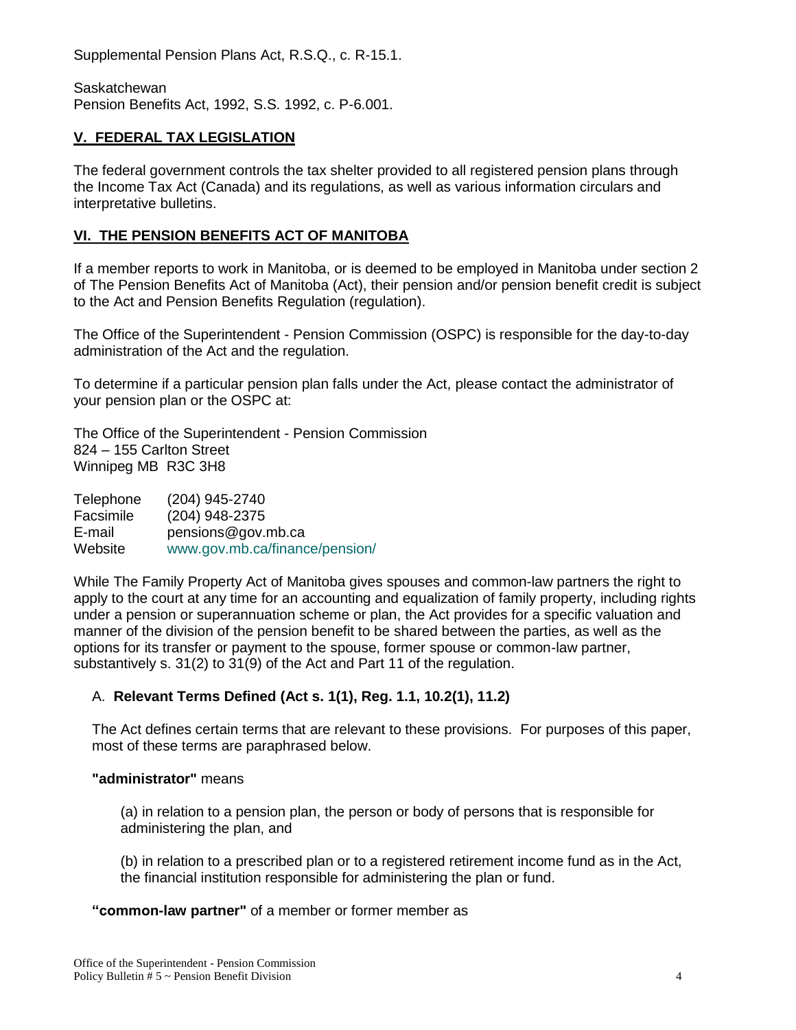Supplemental Pension Plans Act, R.S.Q., c. R-15.1.

Saskatchewan
Pension Benefits Act, 1992, S.S. 1992, c. P-6.001.

## V. FEDERAL TAX LEGISLATION

The federal government controls the tax shelter provided to all registered pension plans through the Income Tax Act (Canada) and its regulations, as well as various information circulars and interpretative bulletins.

## VI. THE PENSION BENEFITS ACT OF MANITOBA

If a member reports to work in Manitoba, or is deemed to be employed in Manitoba under section 2 of The Pension Benefits Act of Manitoba (Act), their pension and/or pension benefit credit is subject to the Act and Pension Benefits Regulation (regulation).

The Office of the Superintendent - Pension Commission (OSPC) is responsible for the day-to-day administration of the Act and the regulation.

To determine if a particular pension plan falls under the Act, please contact the administrator of your pension plan or the OSPC at:

The Office of the Superintendent - Pension Commission
824 – 155 Carlton Street
Winnipeg MB R3C 3H8

| | |
|---|---|
| Telephone | (204) 945-2740 |
| Facsimile | (204) 948-2375 |
| E-mail | pensions@gov.mb.ca |
| Website | www.gov.mb.ca/finance/pension/ |

While The Family Property Act of Manitoba gives spouses and common-law partners the right to apply to the court at any time for an accounting and equalization of family property, including rights under a pension or superannuation scheme or plan, the Act provides for a specific valuation and manner of the division of the pension benefit to be shared between the parties, as well as the options for its transfer or payment to the spouse, former spouse or common-law partner, substantively s. 31(2) to 31(9) of the Act and Part 11 of the regulation.

### A. **Relevant Terms Defined (Act s. 1(1), Reg. 1.1, 10.2(1), 11.2)**

The Act defines certain terms that are relevant to these provisions. For purposes of this paper, most of these terms are paraphrased below.

**"administrator"** means

(a) in relation to a pension plan, the person or body of persons that is responsible for administering the plan, and

(b) in relation to a prescribed plan or to a registered retirement income fund as in the Act, the financial institution responsible for administering the plan or fund.

**"common-law partner"** of a member or former member as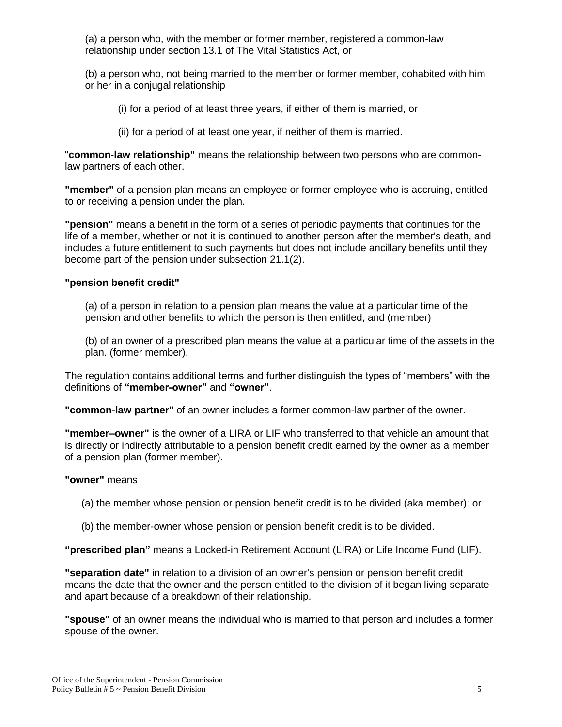(a) a person who, with the member or former member, registered a common-law relationship under section 13.1 of The Vital Statistics Act, or

(b) a person who, not being married to the member or former member, cohabited with him or her in a conjugal relationship

(i) for a period of at least three years, if either of them is married, or

(ii) for a period of at least one year, if neither of them is married.

"**common-law relationship"** means the relationship between two persons who are common-law partners of each other.

**"member"** of a pension plan means an employee or former employee who is accruing, entitled to or receiving a pension under the plan.

**"pension"** means a benefit in the form of a series of periodic payments that continues for the life of a member, whether or not it is continued to another person after the member's death, and includes a future entitlement to such payments but does not include ancillary benefits until they become part of the pension under subsection 21.1(2).

**"pension benefit credit"**

(a) of a person in relation to a pension plan means the value at a particular time of the pension and other benefits to which the person is then entitled, and (member)

(b) of an owner of a prescribed plan means the value at a particular time of the assets in the plan. (former member).

The regulation contains additional terms and further distinguish the types of "members" with the definitions of **"member-owner"** and **"owner"**.

**"common-law partner"** of an owner includes a former common-law partner of the owner.

**"member–owner"** is the owner of a LIRA or LIF who transferred to that vehicle an amount that is directly or indirectly attributable to a pension benefit credit earned by the owner as a member of a pension plan (former member).

**"owner"** means

(a) the member whose pension or pension benefit credit is to be divided (aka member); or

(b) the member-owner whose pension or pension benefit credit is to be divided.

**"prescribed plan"** means a Locked-in Retirement Account (LIRA) or Life Income Fund (LIF).

**"separation date"** in relation to a division of an owner's pension or pension benefit credit means the date that the owner and the person entitled to the division of it began living separate and apart because of a breakdown of their relationship.

**"spouse"** of an owner means the individual who is married to that person and includes a former spouse of the owner.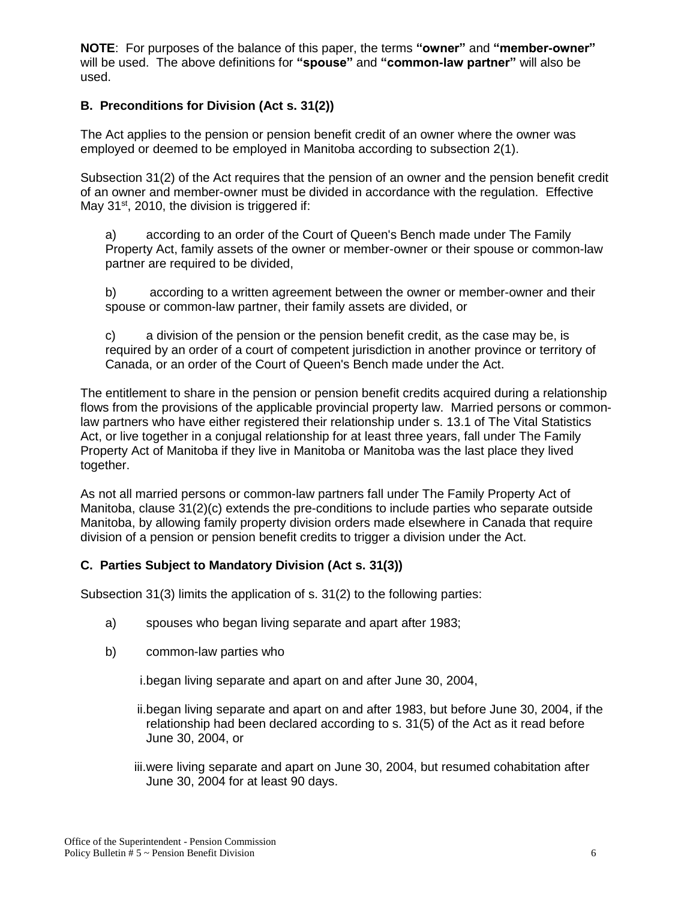**NOTE**: For purposes of the balance of this paper, the terms **"owner"** and **"member-owner"** will be used. The above definitions for **"spouse"** and **"common-law partner"** will also be used.

### B. Preconditions for Division (Act s. 31(2))

The Act applies to the pension or pension benefit credit of an owner where the owner was employed or deemed to be employed in Manitoba according to subsection 2(1).

Subsection 31(2) of the Act requires that the pension of an owner and the pension benefit credit of an owner and member-owner must be divided in accordance with the regulation. Effective May 31st, 2010, the division is triggered if:

a) according to an order of the Court of Queen's Bench made under The Family Property Act, family assets of the owner or member-owner or their spouse or common-law partner are required to be divided,

b) according to a written agreement between the owner or member-owner and their spouse or common-law partner, their family assets are divided, or

c) a division of the pension or the pension benefit credit, as the case may be, is required by an order of a court of competent jurisdiction in another province or territory of Canada, or an order of the Court of Queen's Bench made under the Act.

The entitlement to share in the pension or pension benefit credits acquired during a relationship flows from the provisions of the applicable provincial property law. Married persons or common-law partners who have either registered their relationship under s. 13.1 of The Vital Statistics Act, or live together in a conjugal relationship for at least three years, fall under The Family Property Act of Manitoba if they live in Manitoba or Manitoba was the last place they lived together.

As not all married persons or common-law partners fall under The Family Property Act of Manitoba, clause 31(2)(c) extends the pre-conditions to include parties who separate outside Manitoba, by allowing family property division orders made elsewhere in Canada that require division of a pension or pension benefit credits to trigger a division under the Act.

### C. Parties Subject to Mandatory Division (Act s. 31(3))

Subsection 31(3) limits the application of s. 31(2) to the following parties:

a) spouses who began living separate and apart after 1983;

b) common-law parties who

i. began living separate and apart on and after June 30, 2004,

ii. began living separate and apart on and after 1983, but before June 30, 2004, if the relationship had been declared according to s. 31(5) of the Act as it read before June 30, 2004, or

iii. were living separate and apart on June 30, 2004, but resumed cohabitation after June 30, 2004 for at least 90 days.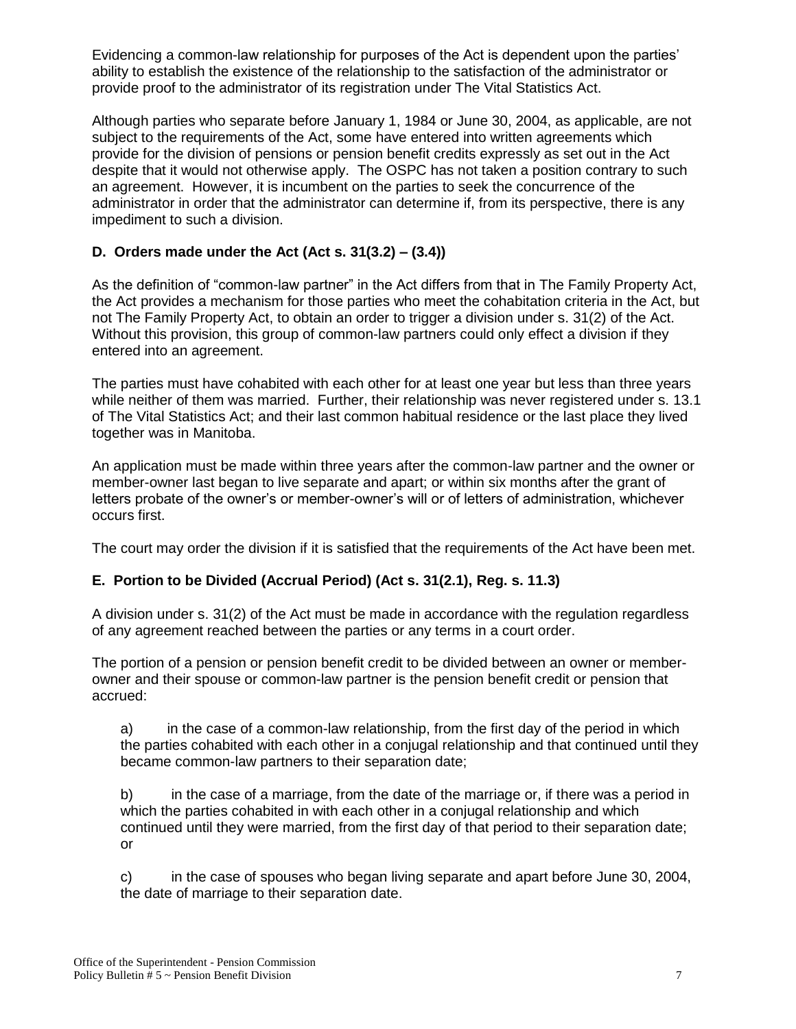Evidencing a common-law relationship for purposes of the Act is dependent upon the parties' ability to establish the existence of the relationship to the satisfaction of the administrator or provide proof to the administrator of its registration under The Vital Statistics Act.

Although parties who separate before January 1, 1984 or June 30, 2004, as applicable, are not subject to the requirements of the Act, some have entered into written agreements which provide for the division of pensions or pension benefit credits expressly as set out in the Act despite that it would not otherwise apply. The OSPC has not taken a position contrary to such an agreement. However, it is incumbent on the parties to seek the concurrence of the administrator in order that the administrator can determine if, from its perspective, there is any impediment to such a division.

### D. Orders made under the Act (Act s. 31(3.2) – (3.4))

As the definition of "common-law partner" in the Act differs from that in The Family Property Act, the Act provides a mechanism for those parties who meet the cohabitation criteria in the Act, but not The Family Property Act, to obtain an order to trigger a division under s. 31(2) of the Act. Without this provision, this group of common-law partners could only effect a division if they entered into an agreement.

The parties must have cohabited with each other for at least one year but less than three years while neither of them was married. Further, their relationship was never registered under s. 13.1 of The Vital Statistics Act; and their last common habitual residence or the last place they lived together was in Manitoba.

An application must be made within three years after the common-law partner and the owner or member-owner last began to live separate and apart; or within six months after the grant of letters probate of the owner's or member-owner's will or of letters of administration, whichever occurs first.

The court may order the division if it is satisfied that the requirements of the Act have been met.

### E. Portion to be Divided (Accrual Period) (Act s. 31(2.1), Reg. s. 11.3)

A division under s. 31(2) of the Act must be made in accordance with the regulation regardless of any agreement reached between the parties or any terms in a court order.

The portion of a pension or pension benefit credit to be divided between an owner or member-owner and their spouse or common-law partner is the pension benefit credit or pension that accrued:

a) in the case of a common-law relationship, from the first day of the period in which the parties cohabited with each other in a conjugal relationship and that continued until they became common-law partners to their separation date;

b) in the case of a marriage, from the date of the marriage or, if there was a period in which the parties cohabited in with each other in a conjugal relationship and which continued until they were married, from the first day of that period to their separation date; or

c) in the case of spouses who began living separate and apart before June 30, 2004, the date of marriage to their separation date.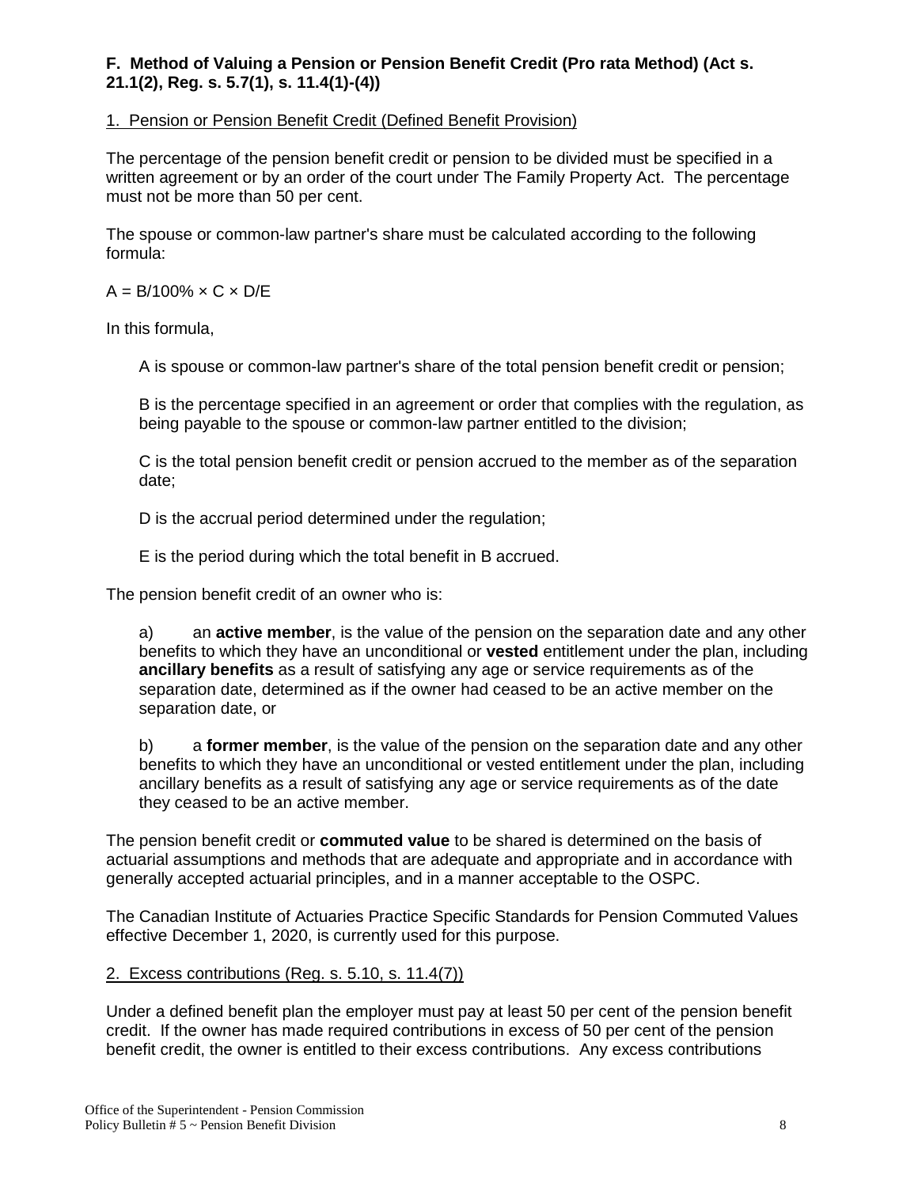**F. Method of Valuing a Pension or Pension Benefit Credit (Pro rata Method) (Act s. 21.1(2), Reg. s. 5.7(1), s. 11.4(1)-(4))**

1. Pension or Pension Benefit Credit (Defined Benefit Provision)

The percentage of the pension benefit credit or pension to be divided must be specified in a written agreement or by an order of the court under The Family Property Act. The percentage must not be more than 50 per cent.

The spouse or common-law partner's share must be calculated according to the following formula:

$A = B/100\% \times C \times D/E$

In this formula,

A is spouse or common-law partner's share of the total pension benefit credit or pension;

B is the percentage specified in an agreement or order that complies with the regulation, as being payable to the spouse or common-law partner entitled to the division;

C is the total pension benefit credit or pension accrued to the member as of the separation date;

D is the accrual period determined under the regulation;

E is the period during which the total benefit in B accrued.

The pension benefit credit of an owner who is:

a) an **active member**, is the value of the pension on the separation date and any other benefits to which they have an unconditional or **vested** entitlement under the plan, including **ancillary benefits** as a result of satisfying any age or service requirements as of the separation date, determined as if the owner had ceased to be an active member on the separation date, or

b) a **former member**, is the value of the pension on the separation date and any other benefits to which they have an unconditional or vested entitlement under the plan, including ancillary benefits as a result of satisfying any age or service requirements as of the date they ceased to be an active member.

The pension benefit credit or **commuted value** to be shared is determined on the basis of actuarial assumptions and methods that are adequate and appropriate and in accordance with generally accepted actuarial principles, and in a manner acceptable to the OSPC.

The Canadian Institute of Actuaries Practice Specific Standards for Pension Commuted Values effective December 1, 2020, is currently used for this purpose.

2. Excess contributions (Reg. s. 5.10, s. 11.4(7))

Under a defined benefit plan the employer must pay at least 50 per cent of the pension benefit credit. If the owner has made required contributions in excess of 50 per cent of the pension benefit credit, the owner is entitled to their excess contributions. Any excess contributions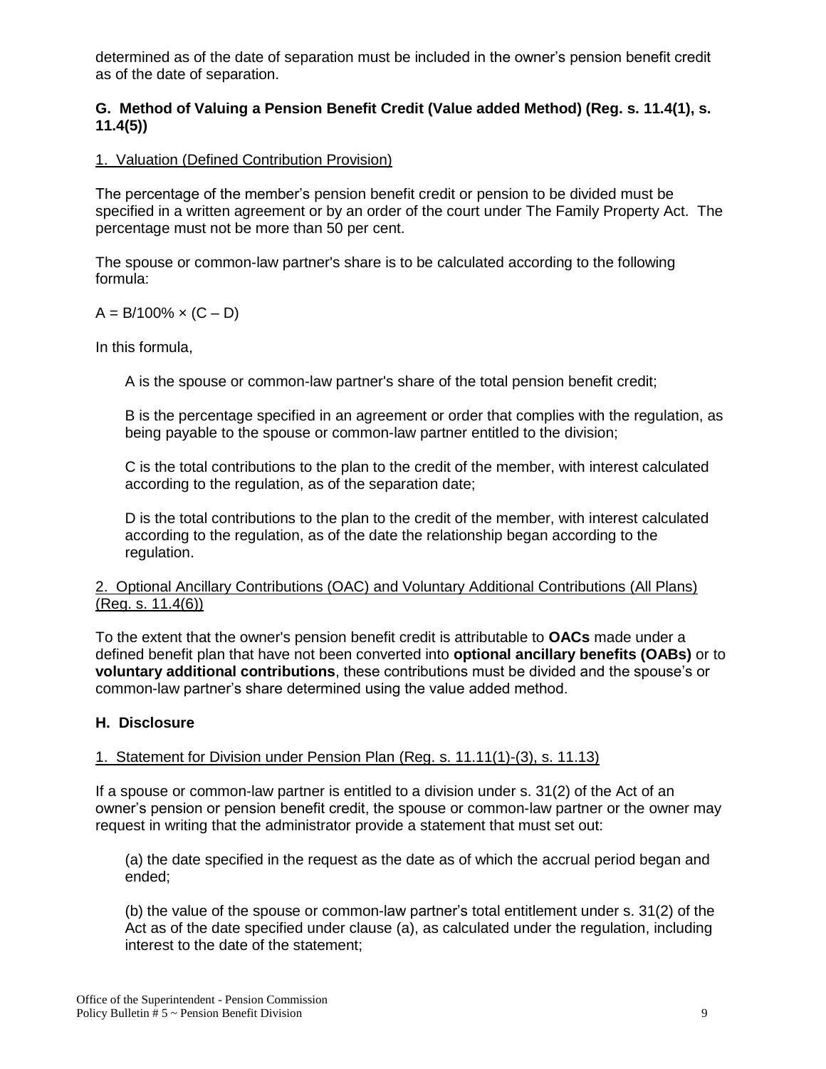determined as of the date of separation must be included in the owner's pension benefit credit as of the date of separation.

## G. Method of Valuing a Pension Benefit Credit (Value added Method) (Reg. s. 11.4(1), s. 11.4(5))

### 1. Valuation (Defined Contribution Provision)

The percentage of the member's pension benefit credit or pension to be divided must be specified in a written agreement or by an order of the court under The Family Property Act. The percentage must not be more than 50 per cent.

The spouse or common-law partner's share is to be calculated according to the following formula:

$A = B/100\% \times (C - D)$

In this formula,

A is the spouse or common-law partner's share of the total pension benefit credit;

B is the percentage specified in an agreement or order that complies with the regulation, as being payable to the spouse or common-law partner entitled to the division;

C is the total contributions to the plan to the credit of the member, with interest calculated according to the regulation, as of the separation date;

D is the total contributions to the plan to the credit of the member, with interest calculated according to the regulation, as of the date the relationship began according to the regulation.

### 2. Optional Ancillary Contributions (OAC) and Voluntary Additional Contributions (All Plans) (Reg. s. 11.4(6))

To the extent that the owner's pension benefit credit is attributable to **OACs** made under a defined benefit plan that have not been converted into **optional ancillary benefits (OABs)** or to **voluntary additional contributions**, these contributions must be divided and the spouse's or common-law partner's share determined using the value added method.

## H. Disclosure

### 1. Statement for Division under Pension Plan (Reg. s. 11.11(1)-(3), s. 11.13)

If a spouse or common-law partner is entitled to a division under s. 31(2) of the Act of an owner's pension or pension benefit credit, the spouse or common-law partner or the owner may request in writing that the administrator provide a statement that must set out:

(a) the date specified in the request as the date as of which the accrual period began and ended;

(b) the value of the spouse or common-law partner's total entitlement under s. 31(2) of the Act as of the date specified under clause (a), as calculated under the regulation, including interest to the date of the statement;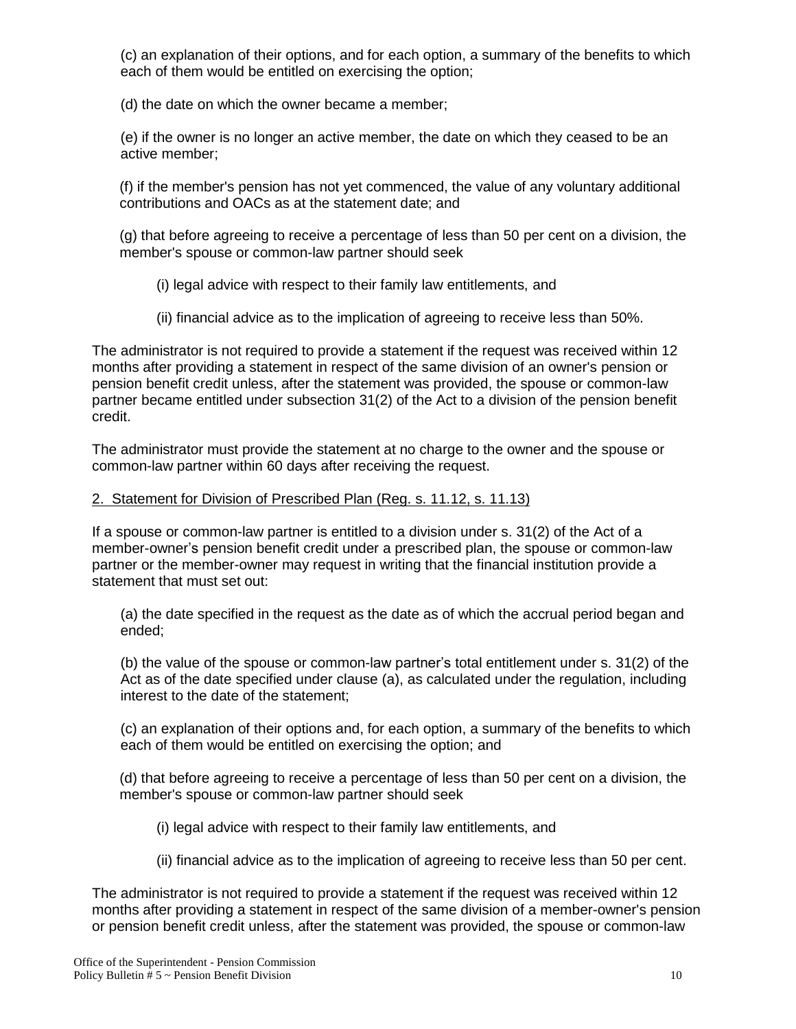(c) an explanation of their options, and for each option, a summary of the benefits to which each of them would be entitled on exercising the option;

(d) the date on which the owner became a member;

(e) if the owner is no longer an active member, the date on which they ceased to be an active member;

(f) if the member's pension has not yet commenced, the value of any voluntary additional contributions and OACs as at the statement date; and

(g) that before agreeing to receive a percentage of less than 50 per cent on a division, the member's spouse or common-law partner should seek

(i) legal advice with respect to their family law entitlements, and

(ii) financial advice as to the implication of agreeing to receive less than 50%.

The administrator is not required to provide a statement if the request was received within 12 months after providing a statement in respect of the same division of an owner's pension or pension benefit credit unless, after the statement was provided, the spouse or common-law partner became entitled under subsection 31(2) of the Act to a division of the pension benefit credit.

The administrator must provide the statement at no charge to the owner and the spouse or common-law partner within 60 days after receiving the request.

2. Statement for Division of Prescribed Plan (Reg. s. 11.12, s. 11.13)

If a spouse or common-law partner is entitled to a division under s. 31(2) of the Act of a member-owner's pension benefit credit under a prescribed plan, the spouse or common-law partner or the member-owner may request in writing that the financial institution provide a statement that must set out:

(a) the date specified in the request as the date as of which the accrual period began and ended;

(b) the value of the spouse or common-law partner's total entitlement under s. 31(2) of the Act as of the date specified under clause (a), as calculated under the regulation, including interest to the date of the statement;

(c) an explanation of their options and, for each option, a summary of the benefits to which each of them would be entitled on exercising the option; and

(d) that before agreeing to receive a percentage of less than 50 per cent on a division, the member's spouse or common-law partner should seek

(i) legal advice with respect to their family law entitlements, and

(ii) financial advice as to the implication of agreeing to receive less than 50 per cent.

The administrator is not required to provide a statement if the request was received within 12 months after providing a statement in respect of the same division of a member-owner's pension or pension benefit credit unless, after the statement was provided, the spouse or common-law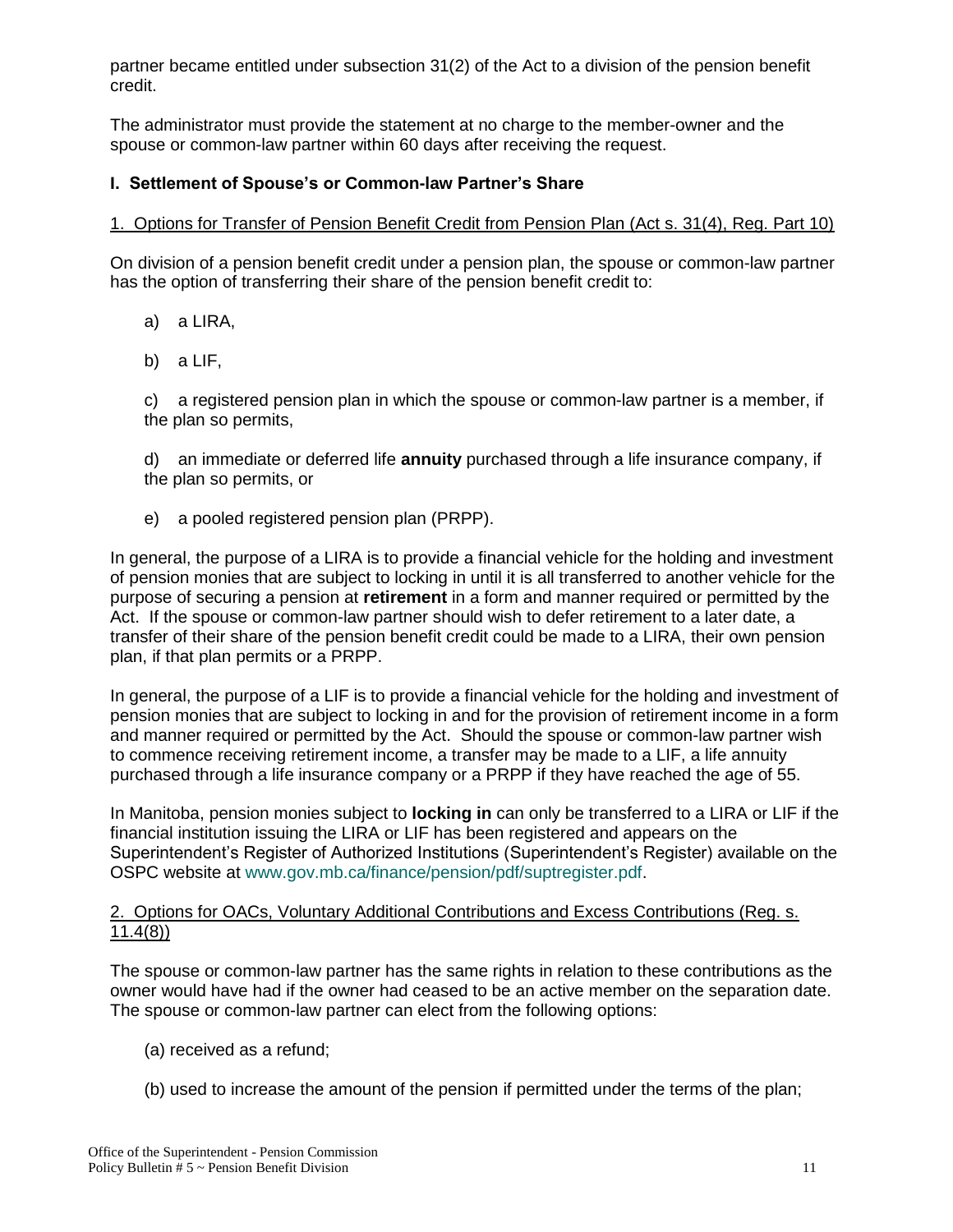partner became entitled under subsection 31(2) of the Act to a division of the pension benefit credit.

The administrator must provide the statement at no charge to the member-owner and the spouse or common-law partner within 60 days after receiving the request.

## I. Settlement of Spouse's or Common-law Partner's Share

### 1. Options for Transfer of Pension Benefit Credit from Pension Plan (Act s. 31(4), Reg. Part 10)

On division of a pension benefit credit under a pension plan, the spouse or common-law partner has the option of transferring their share of the pension benefit credit to:

a) a LIRA,

b) a LIF,

c) a registered pension plan in which the spouse or common-law partner is a member, if the plan so permits,

d) an immediate or deferred life **annuity** purchased through a life insurance company, if the plan so permits, or

e) a pooled registered pension plan (PRPP).

In general, the purpose of a LIRA is to provide a financial vehicle for the holding and investment of pension monies that are subject to locking in until it is all transferred to another vehicle for the purpose of securing a pension at **retirement** in a form and manner required or permitted by the Act. If the spouse or common-law partner should wish to defer retirement to a later date, a transfer of their share of the pension benefit credit could be made to a LIRA, their own pension plan, if that plan permits or a PRPP.

In general, the purpose of a LIF is to provide a financial vehicle for the holding and investment of pension monies that are subject to locking in and for the provision of retirement income in a form and manner required or permitted by the Act. Should the spouse or common-law partner wish to commence receiving retirement income, a transfer may be made to a LIF, a life annuity purchased through a life insurance company or a PRPP if they have reached the age of 55.

In Manitoba, pension monies subject to **locking in** can only be transferred to a LIRA or LIF if the financial institution issuing the LIRA or LIF has been registered and appears on the Superintendent's Register of Authorized Institutions (Superintendent's Register) available on the OSPC website at www.gov.mb.ca/finance/pension/pdf/suptregister.pdf.

### 2. Options for OACs, Voluntary Additional Contributions and Excess Contributions (Reg. s. 11.4(8))

The spouse or common-law partner has the same rights in relation to these contributions as the owner would have had if the owner had ceased to be an active member on the separation date. The spouse or common-law partner can elect from the following options:

(a) received as a refund;

(b) used to increase the amount of the pension if permitted under the terms of the plan;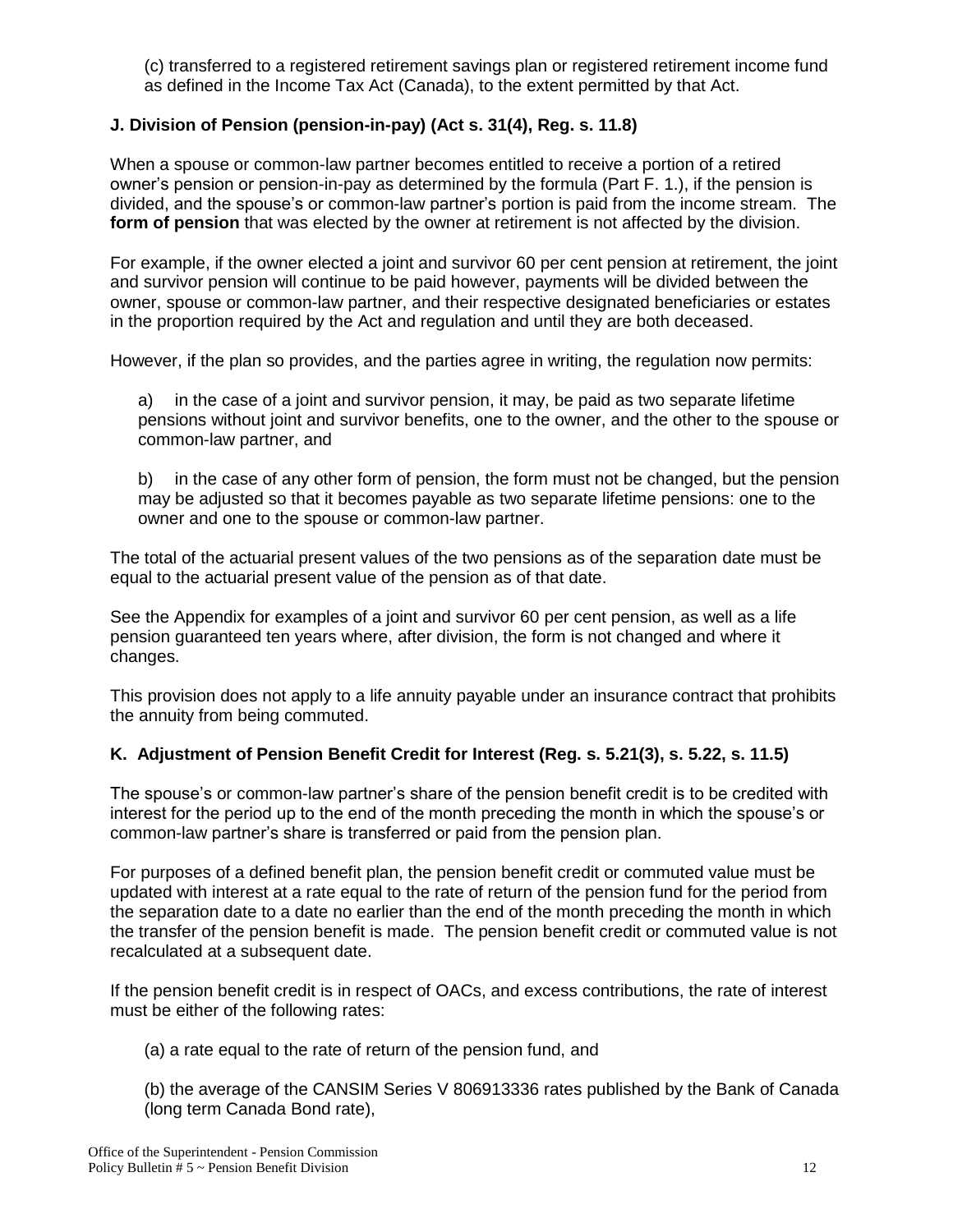(c) transferred to a registered retirement savings plan or registered retirement income fund as defined in the Income Tax Act (Canada), to the extent permitted by that Act.

### J. Division of Pension (pension-in-pay) (Act s. 31(4), Reg. s. 11.8)

When a spouse or common-law partner becomes entitled to receive a portion of a retired owner's pension or pension-in-pay as determined by the formula (Part F. 1.), if the pension is divided, and the spouse's or common-law partner's portion is paid from the income stream. The **form of pension** that was elected by the owner at retirement is not affected by the division.

For example, if the owner elected a joint and survivor 60 per cent pension at retirement, the joint and survivor pension will continue to be paid however, payments will be divided between the owner, spouse or common-law partner, and their respective designated beneficiaries or estates in the proportion required by the Act and regulation and until they are both deceased.

However, if the plan so provides, and the parties agree in writing, the regulation now permits:

a) in the case of a joint and survivor pension, it may, be paid as two separate lifetime pensions without joint and survivor benefits, one to the owner, and the other to the spouse or common-law partner, and

b) in the case of any other form of pension, the form must not be changed, but the pension may be adjusted so that it becomes payable as two separate lifetime pensions: one to the owner and one to the spouse or common-law partner.

The total of the actuarial present values of the two pensions as of the separation date must be equal to the actuarial present value of the pension as of that date.

See the Appendix for examples of a joint and survivor 60 per cent pension, as well as a life pension guaranteed ten years where, after division, the form is not changed and where it changes.

This provision does not apply to a life annuity payable under an insurance contract that prohibits the annuity from being commuted.

### K. Adjustment of Pension Benefit Credit for Interest (Reg. s. 5.21(3), s. 5.22, s. 11.5)

The spouse's or common-law partner's share of the pension benefit credit is to be credited with interest for the period up to the end of the month preceding the month in which the spouse's or common-law partner's share is transferred or paid from the pension plan.

For purposes of a defined benefit plan, the pension benefit credit or commuted value must be updated with interest at a rate equal to the rate of return of the pension fund for the period from the separation date to a date no earlier than the end of the month preceding the month in which the transfer of the pension benefit is made. The pension benefit credit or commuted value is not recalculated at a subsequent date.

If the pension benefit credit is in respect of OACs, and excess contributions, the rate of interest must be either of the following rates:

(a) a rate equal to the rate of return of the pension fund, and

(b) the average of the CANSIM Series V 806913336 rates published by the Bank of Canada (long term Canada Bond rate),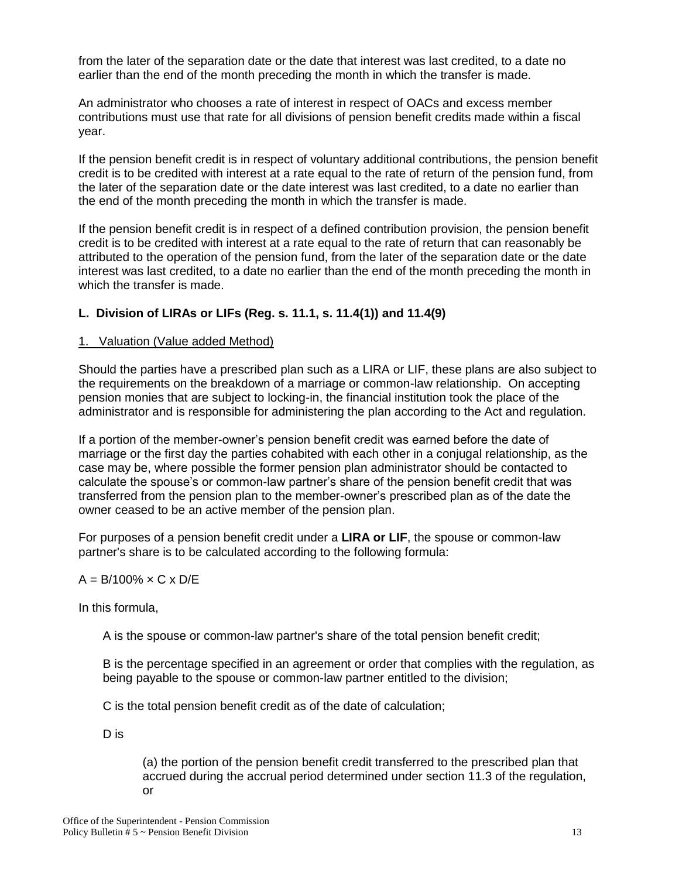from the later of the separation date or the date that interest was last credited, to a date no earlier than the end of the month preceding the month in which the transfer is made.

An administrator who chooses a rate of interest in respect of OACs and excess member contributions must use that rate for all divisions of pension benefit credits made within a fiscal year.

If the pension benefit credit is in respect of voluntary additional contributions, the pension benefit credit is to be credited with interest at a rate equal to the rate of return of the pension fund, from the later of the separation date or the date interest was last credited, to a date no earlier than the end of the month preceding the month in which the transfer is made.

If the pension benefit credit is in respect of a defined contribution provision, the pension benefit credit is to be credited with interest at a rate equal to the rate of return that can reasonably be attributed to the operation of the pension fund, from the later of the separation date or the date interest was last credited, to a date no earlier than the end of the month preceding the month in which the transfer is made.

### L. Division of LIRAs or LIFs (Reg. s. 11.1, s. 11.4(1)) and 11.4(9)

1. Valuation (Value added Method)

Should the parties have a prescribed plan such as a LIRA or LIF, these plans are also subject to the requirements on the breakdown of a marriage or common-law relationship. On accepting pension monies that are subject to locking-in, the financial institution took the place of the administrator and is responsible for administering the plan according to the Act and regulation.

If a portion of the member-owner's pension benefit credit was earned before the date of marriage or the first day the parties cohabited with each other in a conjugal relationship, as the case may be, where possible the former pension plan administrator should be contacted to calculate the spouse's or common-law partner's share of the pension benefit credit that was transferred from the pension plan to the member-owner's prescribed plan as of the date the owner ceased to be an active member of the pension plan.

For purposes of a pension benefit credit under a **LIRA or LIF**, the spouse or common-law partner's share is to be calculated according to the following formula:

$A = B/100\% \times C \times D/E$

In this formula,

A is the spouse or common-law partner's share of the total pension benefit credit;

B is the percentage specified in an agreement or order that complies with the regulation, as being payable to the spouse or common-law partner entitled to the division;

C is the total pension benefit credit as of the date of calculation;

D is

(a) the portion of the pension benefit credit transferred to the prescribed plan that accrued during the accrual period determined under section 11.3 of the regulation, or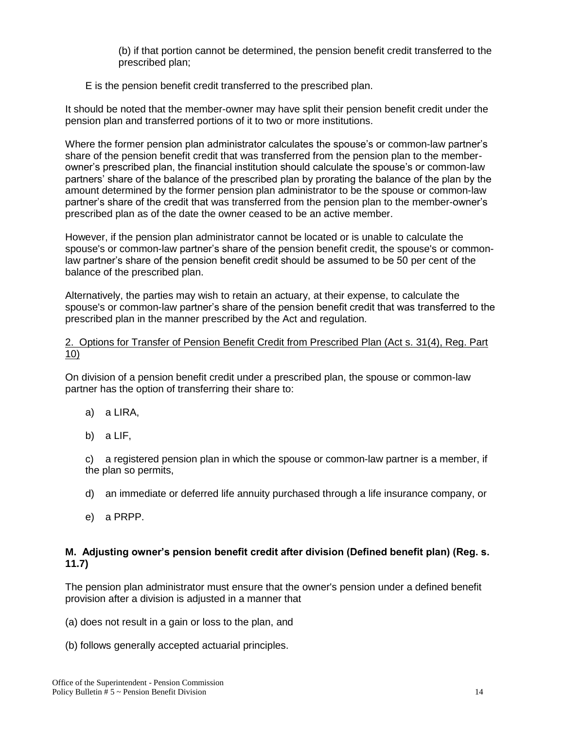(b) if that portion cannot be determined, the pension benefit credit transferred to the prescribed plan;

E is the pension benefit credit transferred to the prescribed plan.

It should be noted that the member-owner may have split their pension benefit credit under the pension plan and transferred portions of it to two or more institutions.

Where the former pension plan administrator calculates the spouse's or common-law partner's share of the pension benefit credit that was transferred from the pension plan to the member-owner's prescribed plan, the financial institution should calculate the spouse's or common-law partners' share of the balance of the prescribed plan by prorating the balance of the plan by the amount determined by the former pension plan administrator to be the spouse or common-law partner's share of the credit that was transferred from the pension plan to the member-owner's prescribed plan as of the date the owner ceased to be an active member.

However, if the pension plan administrator cannot be located or is unable to calculate the spouse's or common-law partner's share of the pension benefit credit, the spouse's or common-law partner's share of the pension benefit credit should be assumed to be 50 per cent of the balance of the prescribed plan.

Alternatively, the parties may wish to retain an actuary, at their expense, to calculate the spouse's or common-law partner's share of the pension benefit credit that was transferred to the prescribed plan in the manner prescribed by the Act and regulation.

<u>2. Options for Transfer of Pension Benefit Credit from Prescribed Plan (Act s. 31(4), Reg. Part 10)</u>

On division of a pension benefit credit under a prescribed plan, the spouse or common-law partner has the option of transferring their share to:

a) a LIRA,

b) a LIF,

c) a registered pension plan in which the spouse or common-law partner is a member, if the plan so permits,

d) an immediate or deferred life annuity purchased through a life insurance company, or

e) a PRPP.

**M. Adjusting owner's pension benefit credit after division (Defined benefit plan) (Reg. s. 11.7)**

The pension plan administrator must ensure that the owner's pension under a defined benefit provision after a division is adjusted in a manner that

(a) does not result in a gain or loss to the plan, and

(b) follows generally accepted actuarial principles.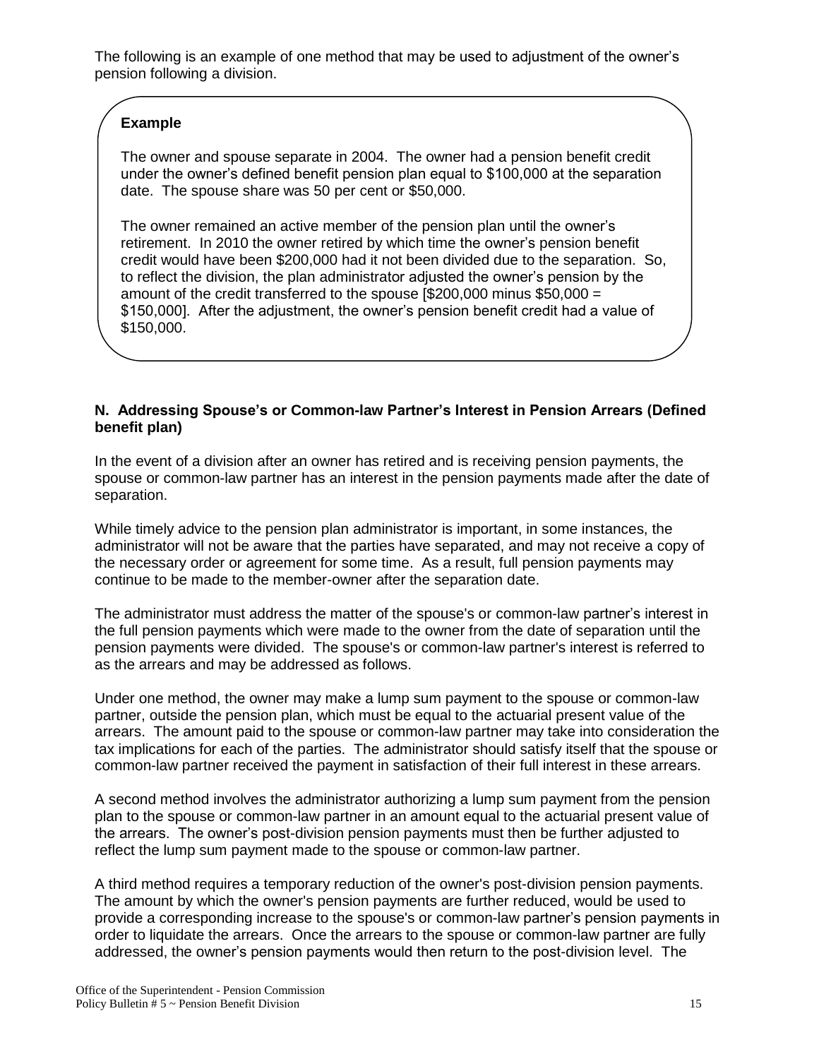The following is an example of one method that may be used to adjustment of the owner's pension following a division.

> **Example**
>
> The owner and spouse separate in 2004. The owner had a pension benefit credit under the owner's defined benefit pension plan equal to $100,000 at the separation date. The spouse share was 50 per cent or $50,000.
>
> The owner remained an active member of the pension plan until the owner's retirement. In 2010 the owner retired by which time the owner's pension benefit credit would have been $200,000 had it not been divided due to the separation. So, to reflect the division, the plan administrator adjusted the owner's pension by the amount of the credit transferred to the spouse [$200,000 minus $50,000 = $150,000]. After the adjustment, the owner's pension benefit credit had a value of $150,000.

### N. Addressing Spouse's or Common-law Partner's Interest in Pension Arrears (Defined benefit plan)

In the event of a division after an owner has retired and is receiving pension payments, the spouse or common-law partner has an interest in the pension payments made after the date of separation.

While timely advice to the pension plan administrator is important, in some instances, the administrator will not be aware that the parties have separated, and may not receive a copy of the necessary order or agreement for some time. As a result, full pension payments may continue to be made to the member-owner after the separation date.

The administrator must address the matter of the spouse's or common-law partner's interest in the full pension payments which were made to the owner from the date of separation until the pension payments were divided. The spouse's or common-law partner's interest is referred to as the arrears and may be addressed as follows.

Under one method, the owner may make a lump sum payment to the spouse or common-law partner, outside the pension plan, which must be equal to the actuarial present value of the arrears. The amount paid to the spouse or common-law partner may take into consideration the tax implications for each of the parties. The administrator should satisfy itself that the spouse or common-law partner received the payment in satisfaction of their full interest in these arrears.

A second method involves the administrator authorizing a lump sum payment from the pension plan to the spouse or common-law partner in an amount equal to the actuarial present value of the arrears. The owner's post-division pension payments must then be further adjusted to reflect the lump sum payment made to the spouse or common-law partner.

A third method requires a temporary reduction of the owner's post-division pension payments. The amount by which the owner's pension payments are further reduced, would be used to provide a corresponding increase to the spouse's or common-law partner's pension payments in order to liquidate the arrears. Once the arrears to the spouse or common-law partner are fully addressed, the owner's pension payments would then return to the post-division level. The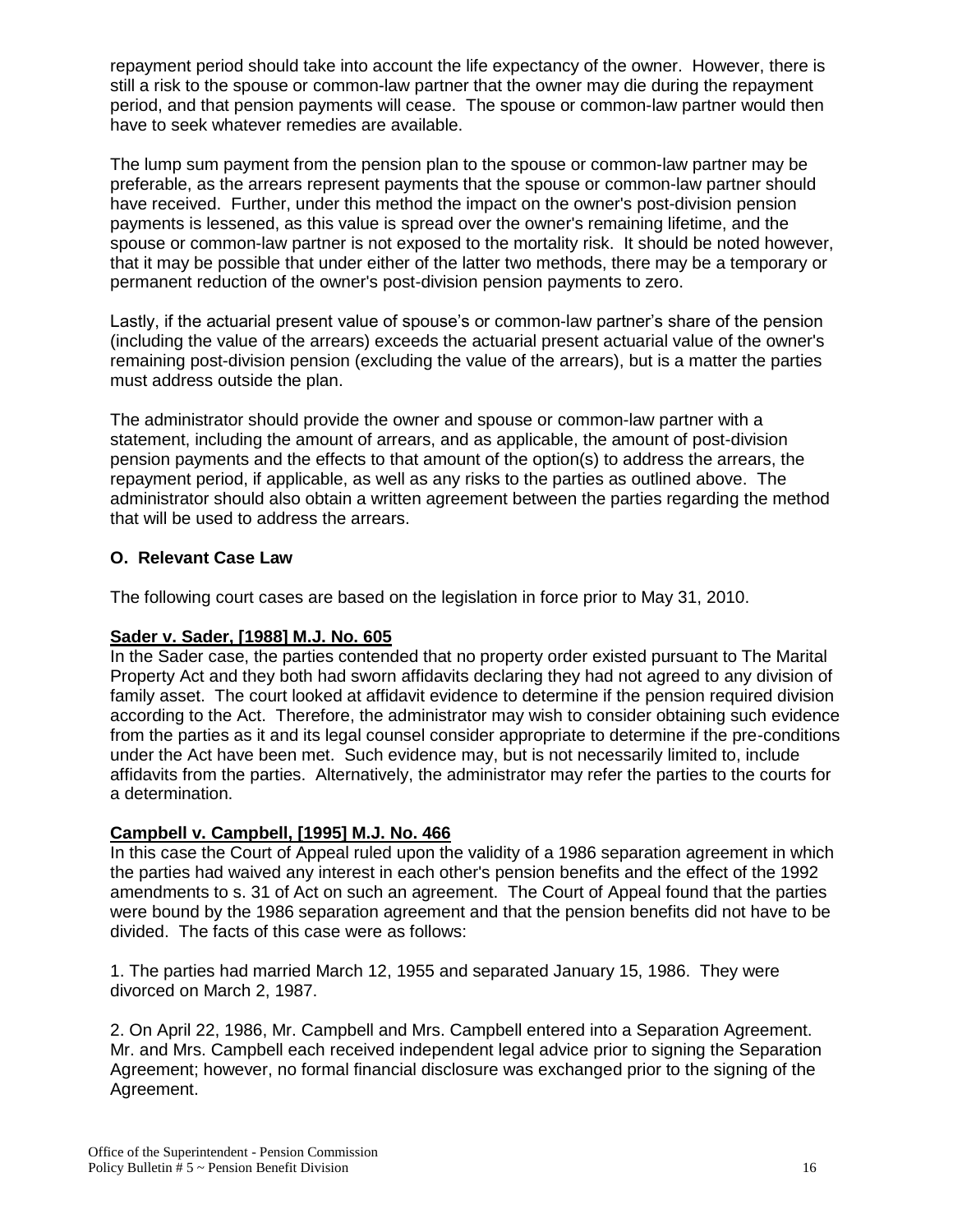repayment period should take into account the life expectancy of the owner. However, there is still a risk to the spouse or common-law partner that the owner may die during the repayment period, and that pension payments will cease. The spouse or common-law partner would then have to seek whatever remedies are available.

The lump sum payment from the pension plan to the spouse or common-law partner may be preferable, as the arrears represent payments that the spouse or common-law partner should have received. Further, under this method the impact on the owner's post-division pension payments is lessened, as this value is spread over the owner's remaining lifetime, and the spouse or common-law partner is not exposed to the mortality risk. It should be noted however, that it may be possible that under either of the latter two methods, there may be a temporary or permanent reduction of the owner's post-division pension payments to zero.

Lastly, if the actuarial present value of spouse's or common-law partner's share of the pension (including the value of the arrears) exceeds the actuarial present actuarial value of the owner's remaining post-division pension (excluding the value of the arrears), but is a matter the parties must address outside the plan.

The administrator should provide the owner and spouse or common-law partner with a statement, including the amount of arrears, and as applicable, the amount of post-division pension payments and the effects to that amount of the option(s) to address the arrears, the repayment period, if applicable, as well as any risks to the parties as outlined above. The administrator should also obtain a written agreement between the parties regarding the method that will be used to address the arrears.

## O. Relevant Case Law

The following court cases are based on the legislation in force prior to May 31, 2010.

**Sader v. Sader, [1988] M.J. No. 605**

In the Sader case, the parties contended that no property order existed pursuant to The Marital Property Act and they both had sworn affidavits declaring they had not agreed to any division of family asset. The court looked at affidavit evidence to determine if the pension required division according to the Act. Therefore, the administrator may wish to consider obtaining such evidence from the parties as it and its legal counsel consider appropriate to determine if the pre-conditions under the Act have been met. Such evidence may, but is not necessarily limited to, include affidavits from the parties. Alternatively, the administrator may refer the parties to the courts for a determination.

**Campbell v. Campbell, [1995] M.J. No. 466**

In this case the Court of Appeal ruled upon the validity of a 1986 separation agreement in which the parties had waived any interest in each other's pension benefits and the effect of the 1992 amendments to s. 31 of Act on such an agreement. The Court of Appeal found that the parties were bound by the 1986 separation agreement and that the pension benefits did not have to be divided. The facts of this case were as follows:

1. The parties had married March 12, 1955 and separated January 15, 1986. They were divorced on March 2, 1987.

2. On April 22, 1986, Mr. Campbell and Mrs. Campbell entered into a Separation Agreement. Mr. and Mrs. Campbell each received independent legal advice prior to signing the Separation Agreement; however, no formal financial disclosure was exchanged prior to the signing of the Agreement.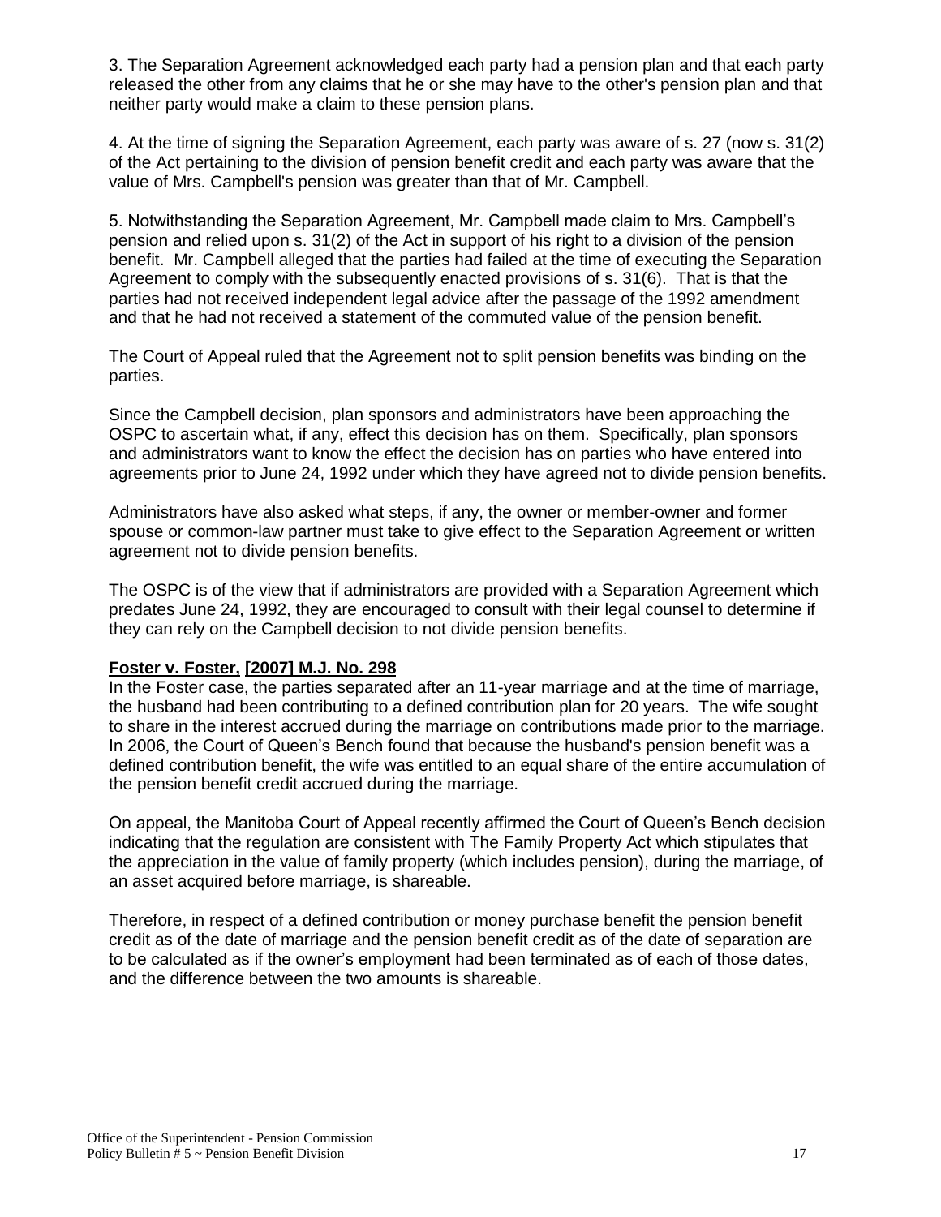3. The Separation Agreement acknowledged each party had a pension plan and that each party released the other from any claims that he or she may have to the other's pension plan and that neither party would make a claim to these pension plans.

4. At the time of signing the Separation Agreement, each party was aware of s. 27 (now s. 31(2) of the Act pertaining to the division of pension benefit credit and each party was aware that the value of Mrs. Campbell's pension was greater than that of Mr. Campbell.

5. Notwithstanding the Separation Agreement, Mr. Campbell made claim to Mrs. Campbell's pension and relied upon s. 31(2) of the Act in support of his right to a division of the pension benefit. Mr. Campbell alleged that the parties had failed at the time of executing the Separation Agreement to comply with the subsequently enacted provisions of s. 31(6). That is that the parties had not received independent legal advice after the passage of the 1992 amendment and that he had not received a statement of the commuted value of the pension benefit.

The Court of Appeal ruled that the Agreement not to split pension benefits was binding on the parties.

Since the Campbell decision, plan sponsors and administrators have been approaching the OSPC to ascertain what, if any, effect this decision has on them. Specifically, plan sponsors and administrators want to know the effect the decision has on parties who have entered into agreements prior to June 24, 1992 under which they have agreed not to divide pension benefits.

Administrators have also asked what steps, if any, the owner or member-owner and former spouse or common-law partner must take to give effect to the Separation Agreement or written agreement not to divide pension benefits.

The OSPC is of the view that if administrators are provided with a Separation Agreement which predates June 24, 1992, they are encouraged to consult with their legal counsel to determine if they can rely on the Campbell decision to not divide pension benefits.

**Foster v. Foster, [2007] M.J. No. 298**

In the Foster case, the parties separated after an 11-year marriage and at the time of marriage, the husband had been contributing to a defined contribution plan for 20 years. The wife sought to share in the interest accrued during the marriage on contributions made prior to the marriage. In 2006, the Court of Queen's Bench found that because the husband's pension benefit was a defined contribution benefit, the wife was entitled to an equal share of the entire accumulation of the pension benefit credit accrued during the marriage.

On appeal, the Manitoba Court of Appeal recently affirmed the Court of Queen's Bench decision indicating that the regulation are consistent with The Family Property Act which stipulates that the appreciation in the value of family property (which includes pension), during the marriage, of an asset acquired before marriage, is shareable.

Therefore, in respect of a defined contribution or money purchase benefit the pension benefit credit as of the date of marriage and the pension benefit credit as of the date of separation are to be calculated as if the owner's employment had been terminated as of each of those dates, and the difference between the two amounts is shareable.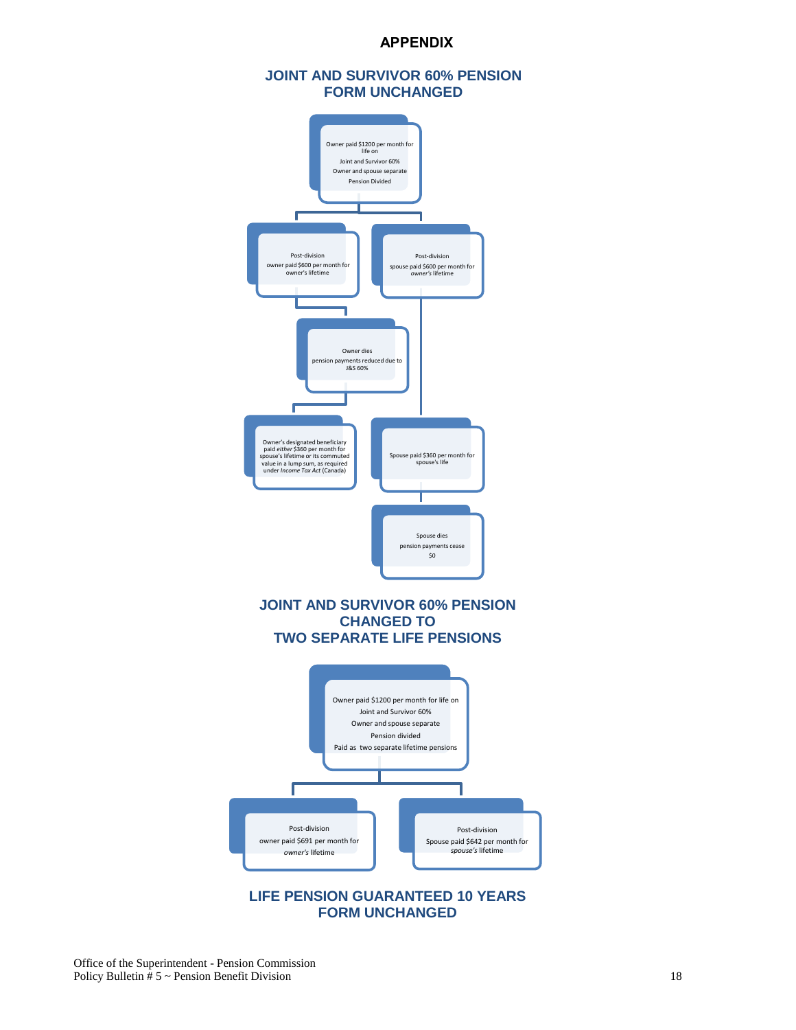## APPENDIX

### JOINT AND SURVIVOR 60% PENSION FORM UNCHANGED

Owner paid $1200 per month for life on
Joint and Survivor 60%
Owner and spouse separate
Pension Divided

Post-division
owner paid $600 per month for owner's lifetime

Post-division
spouse paid $600 per month for *owner's* lifetime

Owner dies
pension payments reduced due to J&S 60%

Owner's designated beneficiary paid *either* $360 per month for spouse's lifetime or its commuted value in a lump sum, as required under *Income Tax Act* (Canada)

Spouse paid $360 per month for spouse's life

Spouse dies
pension payments cease
$0

### JOINT AND SURVIVOR 60% PENSION CHANGED TO TWO SEPARATE LIFE PENSIONS

Owner paid $1200 per month for life on
Joint and Survivor 60%
Owner and spouse separate
Pension divided
Paid as two separate lifetime pensions

Post-division
owner paid $691 per month for *owner's* lifetime

Post-division
Spouse paid $642 per month for *spouse's* lifetime

### LIFE PENSION GUARANTEED 10 YEARS FORM UNCHANGED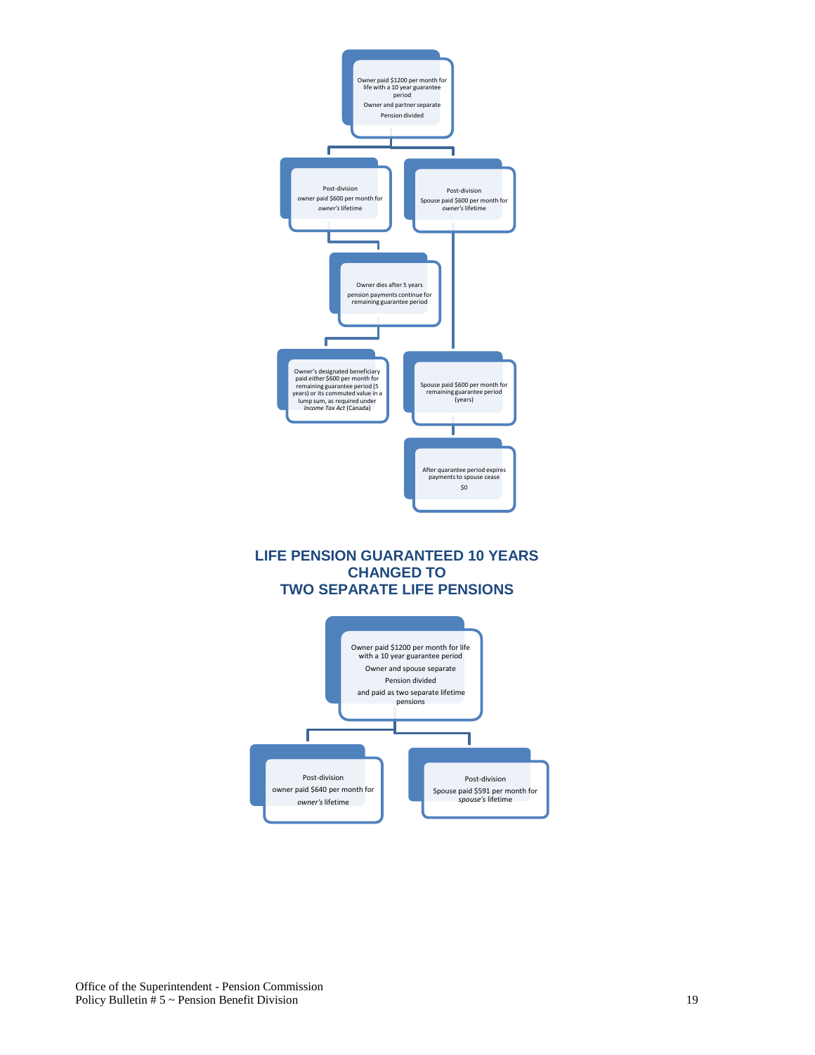Owner paid $1200 per month for life with a 10 year guarantee period

Owner and partner separate

Pension divided

Post-division owner paid $600 per month for *owner's* lifetime

Post-division Spouse paid $600 per month for *owner's* lifetime

Owner dies after 5 years pension payments continue for remaining guarantee period

Owner's designated beneficiary paid *either* $600 per month for remaining guarantee period (5 years) or its commuted value in a lump sum, as required under *Income Tax Act* (Canada)

Spouse paid $600 per month for remaining guarantee period (years)

After guarantee period expires payments to spouse cease

$0

## LIFE PENSION GUARANTEED 10 YEARS CHANGED TO TWO SEPARATE LIFE PENSIONS

Owner paid $1200 per month for life with a 10 year guarantee period

Owner and spouse separate

Pension divided

and paid as two separate lifetime pensions

Post-division owner paid $640 per month for *owner's* lifetime

Post-division Spouse paid $591 per month for *spouse's* lifetime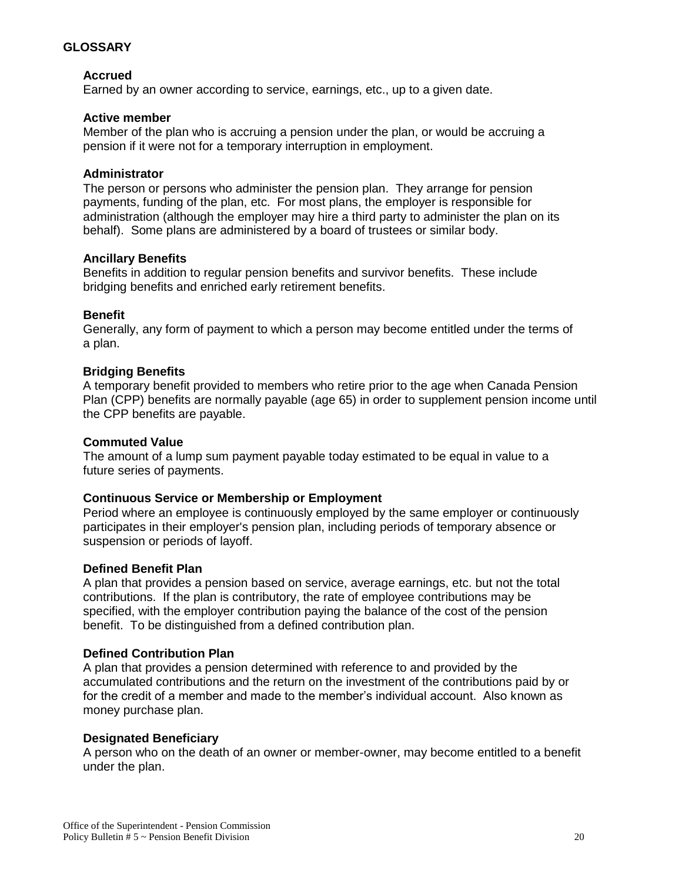## GLOSSARY

### Accrued
Earned by an owner according to service, earnings, etc., up to a given date.

### Active member
Member of the plan who is accruing a pension under the plan, or would be accruing a pension if it were not for a temporary interruption in employment.

### Administrator
The person or persons who administer the pension plan. They arrange for pension payments, funding of the plan, etc. For most plans, the employer is responsible for administration (although the employer may hire a third party to administer the plan on its behalf). Some plans are administered by a board of trustees or similar body.

### Ancillary Benefits
Benefits in addition to regular pension benefits and survivor benefits. These include bridging benefits and enriched early retirement benefits.

### Benefit
Generally, any form of payment to which a person may become entitled under the terms of a plan.

### Bridging Benefits
A temporary benefit provided to members who retire prior to the age when Canada Pension Plan (CPP) benefits are normally payable (age 65) in order to supplement pension income until the CPP benefits are payable.

### Commuted Value
The amount of a lump sum payment payable today estimated to be equal in value to a future series of payments.

### Continuous Service or Membership or Employment
Period where an employee is continuously employed by the same employer or continuously participates in their employer's pension plan, including periods of temporary absence or suspension or periods of layoff.

### Defined Benefit Plan
A plan that provides a pension based on service, average earnings, etc. but not the total contributions. If the plan is contributory, the rate of employee contributions may be specified, with the employer contribution paying the balance of the cost of the pension benefit. To be distinguished from a defined contribution plan.

### Defined Contribution Plan
A plan that provides a pension determined with reference to and provided by the accumulated contributions and the return on the investment of the contributions paid by or for the credit of a member and made to the member's individual account. Also known as money purchase plan.

### Designated Beneficiary
A person who on the death of an owner or member-owner, may become entitled to a benefit under the plan.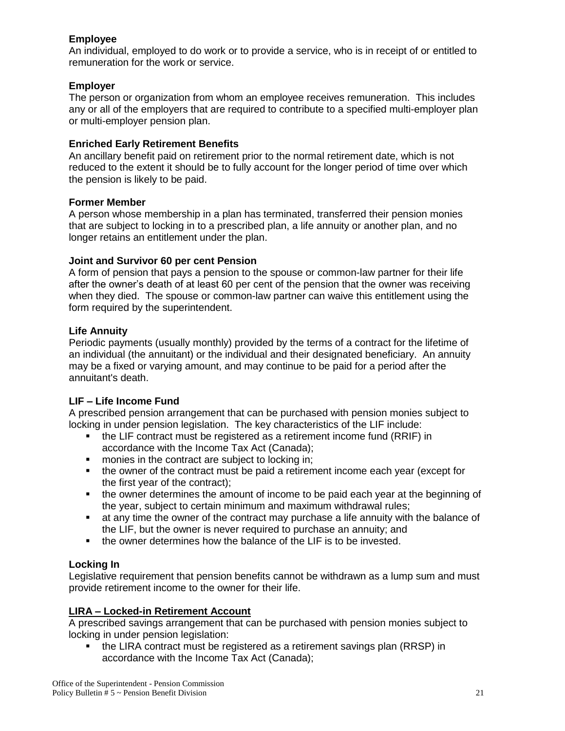**Employee**
An individual, employed to do work or to provide a service, who is in receipt of or entitled to remuneration for the work or service.

**Employer**
The person or organization from whom an employee receives remuneration. This includes any or all of the employers that are required to contribute to a specified multi-employer plan or multi-employer pension plan.

**Enriched Early Retirement Benefits**
An ancillary benefit paid on retirement prior to the normal retirement date, which is not reduced to the extent it should be to fully account for the longer period of time over which the pension is likely to be paid.

**Former Member**
A person whose membership in a plan has terminated, transferred their pension monies that are subject to locking in to a prescribed plan, a life annuity or another plan, and no longer retains an entitlement under the plan.

**Joint and Survivor 60 per cent Pension**
A form of pension that pays a pension to the spouse or common-law partner for their life after the owner's death of at least 60 per cent of the pension that the owner was receiving when they died. The spouse or common-law partner can waive this entitlement using the form required by the superintendent.

**Life Annuity**
Periodic payments (usually monthly) provided by the terms of a contract for the lifetime of an individual (the annuitant) or the individual and their designated beneficiary. An annuity may be a fixed or varying amount, and may continue to be paid for a period after the annuitant's death.

**LIF – Life Income Fund**
A prescribed pension arrangement that can be purchased with pension monies subject to locking in under pension legislation. The key characteristics of the LIF include:

- the LIF contract must be registered as a retirement income fund (RRIF) in accordance with the Income Tax Act (Canada);
- monies in the contract are subject to locking in;
- the owner of the contract must be paid a retirement income each year (except for the first year of the contract);
- the owner determines the amount of income to be paid each year at the beginning of the year, subject to certain minimum and maximum withdrawal rules;
- at any time the owner of the contract may purchase a life annuity with the balance of the LIF, but the owner is never required to purchase an annuity; and
- the owner determines how the balance of the LIF is to be invested.

**Locking In**
Legislative requirement that pension benefits cannot be withdrawn as a lump sum and must provide retirement income to the owner for their life.

**LIRA – Locked-in Retirement Account**
A prescribed savings arrangement that can be purchased with pension monies subject to locking in under pension legislation:

- the LIRA contract must be registered as a retirement savings plan (RRSP) in accordance with the Income Tax Act (Canada);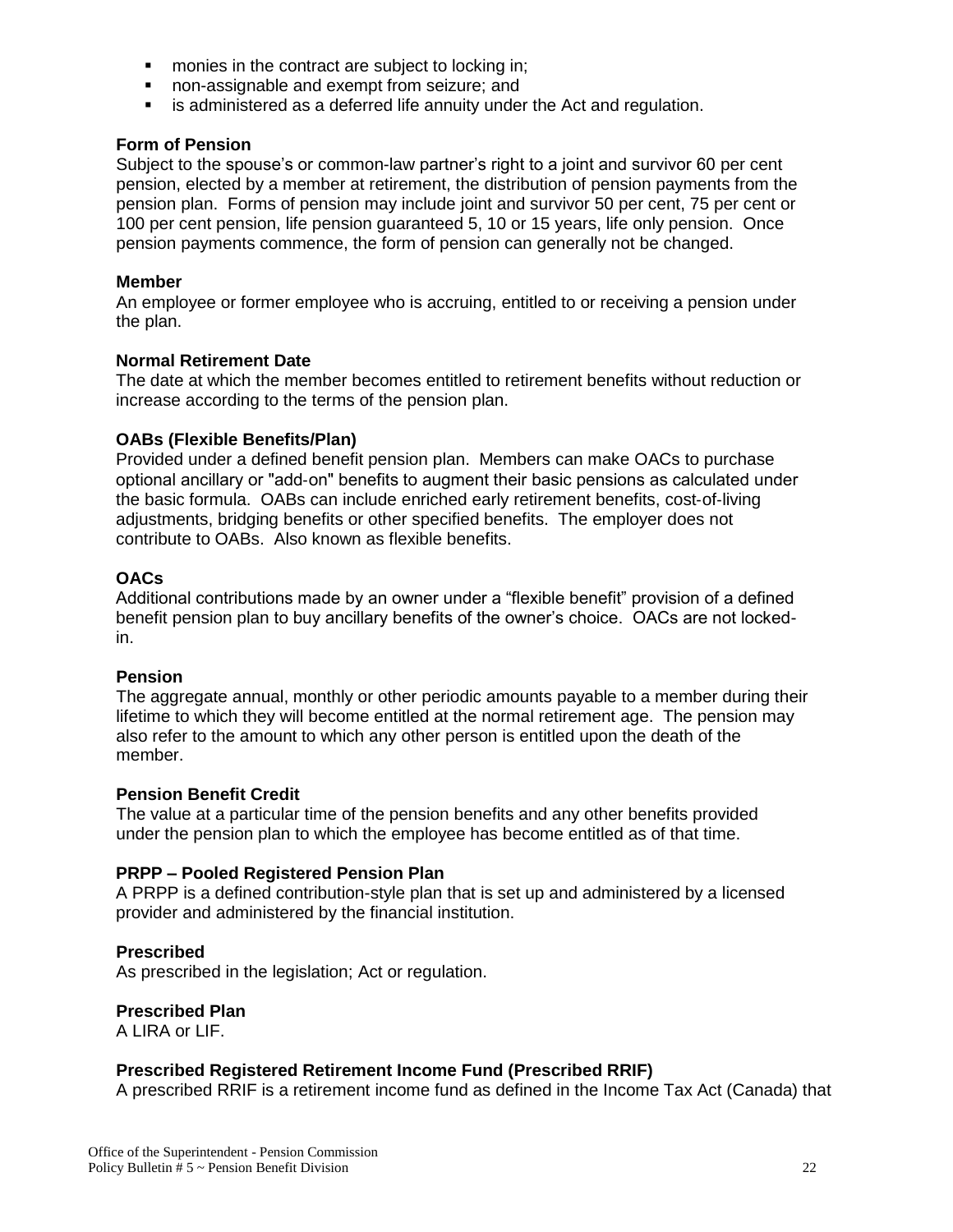- monies in the contract are subject to locking in;
- non-assignable and exempt from seizure; and
- is administered as a deferred life annuity under the Act and regulation.

**Form of Pension**
Subject to the spouse's or common-law partner's right to a joint and survivor 60 per cent pension, elected by a member at retirement, the distribution of pension payments from the pension plan. Forms of pension may include joint and survivor 50 per cent, 75 per cent or 100 per cent pension, life pension guaranteed 5, 10 or 15 years, life only pension. Once pension payments commence, the form of pension can generally not be changed.

**Member**
An employee or former employee who is accruing, entitled to or receiving a pension under the plan.

**Normal Retirement Date**
The date at which the member becomes entitled to retirement benefits without reduction or increase according to the terms of the pension plan.

**OABs (Flexible Benefits/Plan)**
Provided under a defined benefit pension plan. Members can make OACs to purchase optional ancillary or "add-on" benefits to augment their basic pensions as calculated under the basic formula. OABs can include enriched early retirement benefits, cost-of-living adjustments, bridging benefits or other specified benefits. The employer does not contribute to OABs. Also known as flexible benefits.

**OACs**
Additional contributions made by an owner under a "flexible benefit" provision of a defined benefit pension plan to buy ancillary benefits of the owner's choice. OACs are not locked-in.

**Pension**
The aggregate annual, monthly or other periodic amounts payable to a member during their lifetime to which they will become entitled at the normal retirement age. The pension may also refer to the amount to which any other person is entitled upon the death of the member.

**Pension Benefit Credit**
The value at a particular time of the pension benefits and any other benefits provided under the pension plan to which the employee has become entitled as of that time.

**PRPP – Pooled Registered Pension Plan**
A PRPP is a defined contribution-style plan that is set up and administered by a licensed provider and administered by the financial institution.

**Prescribed**
As prescribed in the legislation; Act or regulation.

**Prescribed Plan**
A LIRA or LIF.

**Prescribed Registered Retirement Income Fund (Prescribed RRIF)**
A prescribed RRIF is a retirement income fund as defined in the Income Tax Act (Canada) that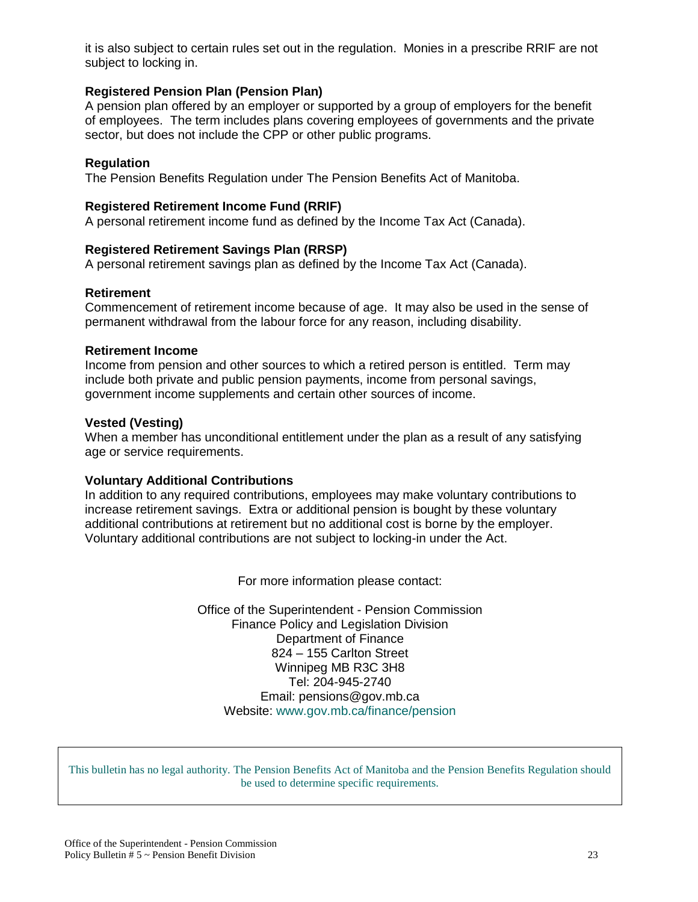it is also subject to certain rules set out in the regulation. Monies in a prescribe RRIF are not subject to locking in.

**Registered Pension Plan (Pension Plan)**
A pension plan offered by an employer or supported by a group of employers for the benefit of employees. The term includes plans covering employees of governments and the private sector, but does not include the CPP or other public programs.

**Regulation**
The Pension Benefits Regulation under The Pension Benefits Act of Manitoba.

**Registered Retirement Income Fund (RRIF)**
A personal retirement income fund as defined by the Income Tax Act (Canada).

**Registered Retirement Savings Plan (RRSP)**
A personal retirement savings plan as defined by the Income Tax Act (Canada).

**Retirement**
Commencement of retirement income because of age. It may also be used in the sense of permanent withdrawal from the labour force for any reason, including disability.

**Retirement Income**
Income from pension and other sources to which a retired person is entitled. Term may include both private and public pension payments, income from personal savings, government income supplements and certain other sources of income.

**Vested (Vesting)**
When a member has unconditional entitlement under the plan as a result of any satisfying age or service requirements.

**Voluntary Additional Contributions**
In addition to any required contributions, employees may make voluntary contributions to increase retirement savings. Extra or additional pension is bought by these voluntary additional contributions at retirement but no additional cost is borne by the employer. Voluntary additional contributions are not subject to locking-in under the Act.

For more information please contact:

Office of the Superintendent - Pension Commission
Finance Policy and Legislation Division
Department of Finance
824 – 155 Carlton Street
Winnipeg MB R3C 3H8
Tel: 204-945-2740
Email: pensions@gov.mb.ca
Website: www.gov.mb.ca/finance/pension

This bulletin has no legal authority. The Pension Benefits Act of Manitoba and the Pension Benefits Regulation should be used to determine specific requirements.